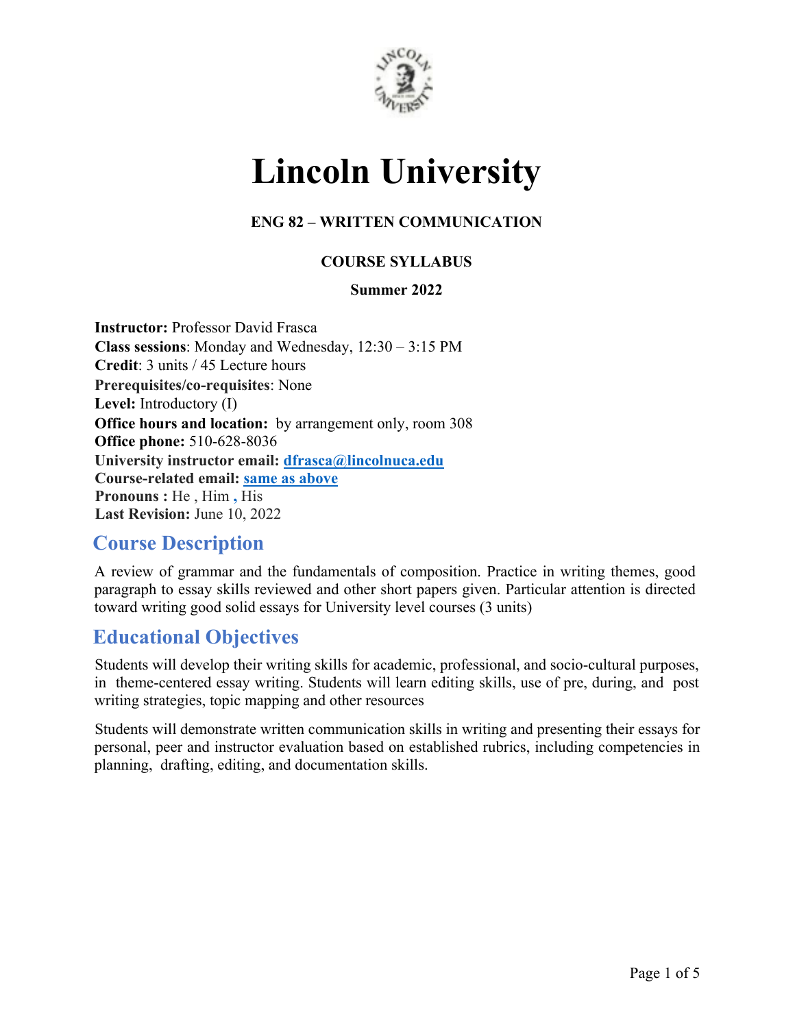# Lincoln University

**ENG 82 – WRITTEN COMMUNICATION**

**COURSE SYLLABUS**

**Summer 2022**

**Instructor:** Professor David Frasca
**Class sessions**: Monday and Wednesday, 12:30 – 3:15 PM
**Credit**: 3 units / 45 Lecture hours
**Prerequisites/co-requisites**: None
**Level:** Introductory (I)
**Office hours and location:** by arrangement only, room 308
**Office phone:** 510-628-8036
**University instructor email:** dfrasca@lincolnuca.edu
**Course-related email:** same as above
**Pronouns :** He , Him , His
**Last Revision:** June 10, 2022

## Course Description

A review of grammar and the fundamentals of composition. Practice in writing themes, good paragraph to essay skills reviewed and other short papers given. Particular attention is directed toward writing good solid essays for University level courses (3 units)

## Educational Objectives

Students will develop their writing skills for academic, professional, and socio-cultural purposes, in theme-centered essay writing. Students will learn editing skills, use of pre, during, and post writing strategies, topic mapping and other resources

Students will demonstrate written communication skills in writing and presenting their essays for personal, peer and instructor evaluation based on established rubrics, including competencies in planning, drafting, editing, and documentation skills.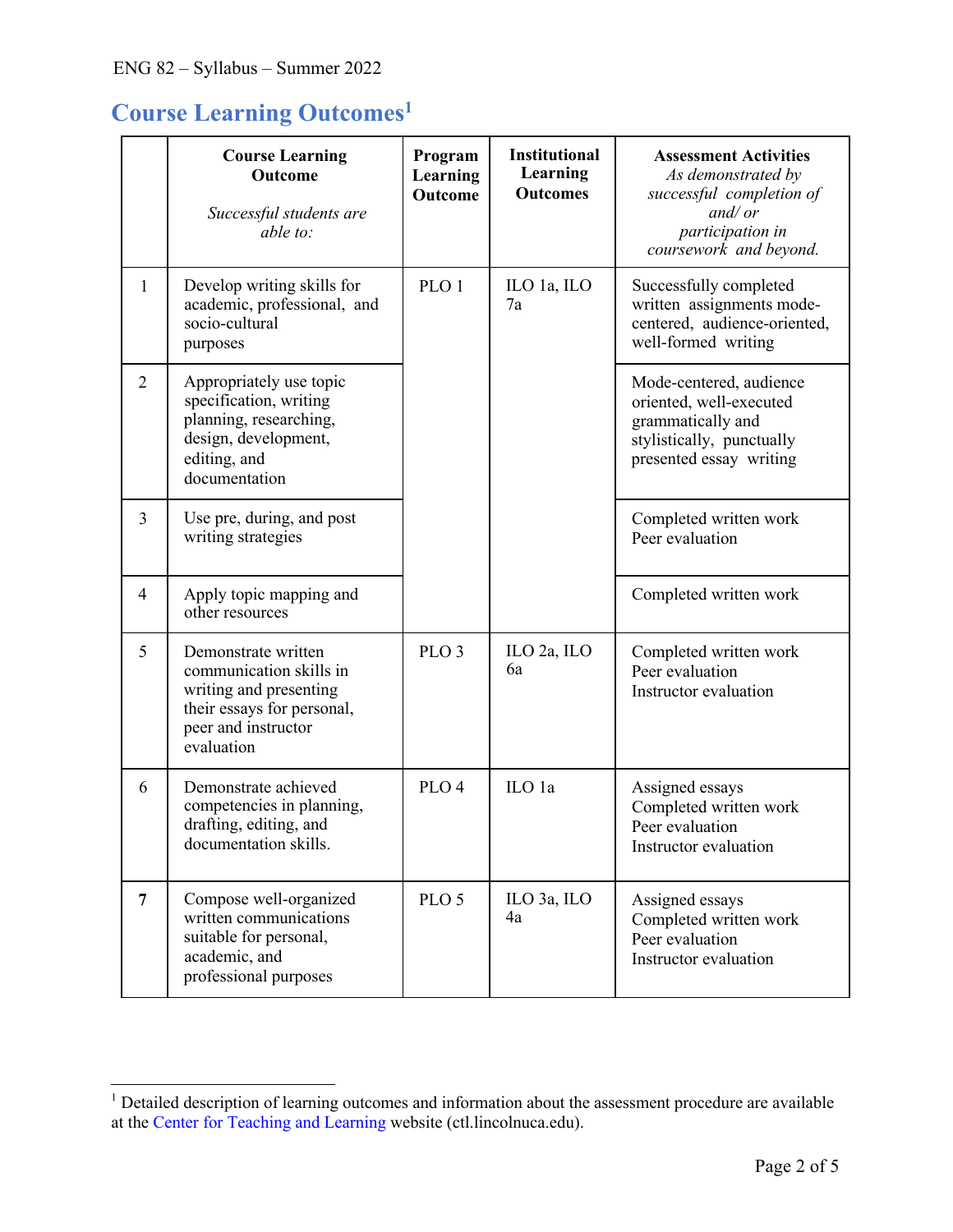## Course Learning Outcomes[1]

| | Course Learning Outcome *Successful students are able to:* | Program Learning Outcome | Institutional Learning Outcomes | Assessment Activities *As demonstrated by successful completion of and/ or participation in coursework and beyond.* |
|---|---|---|---|---|
| 1 | Develop writing skills for academic, professional, and socio-cultural purposes | PLO 1 | ILO 1a, ILO 7a | Successfully completed written assignments mode-centered, audience-oriented, well-formed writing |
| 2 | Appropriately use topic specification, writing planning, researching, design, development, editing, and documentation | | | Mode-centered, audience oriented, well-executed grammatically and stylistically, punctually presented essay writing |
| 3 | Use pre, during, and post writing strategies | | | Completed written work<br>Peer evaluation |
| 4 | Apply topic mapping and other resources | | | Completed written work |
| 5 | Demonstrate written communication skills in writing and presenting their essays for personal, peer and instructor evaluation | PLO 3 | ILO 2a, ILO 6a | Completed written work<br>Peer evaluation<br>Instructor evaluation |
| 6 | Demonstrate achieved competencies in planning, drafting, editing, and documentation skills. | PLO 4 | ILO 1a | Assigned essays<br>Completed written work<br>Peer evaluation<br>Instructor evaluation |
| **7** | Compose well-organized written communications suitable for personal, academic, and professional purposes | PLO 5 | ILO 3a, ILO 4a | Assigned essays<br>Completed written work<br>Peer evaluation<br>Instructor evaluation |

[1] Detailed description of learning outcomes and information about the assessment procedure are available at the Center for Teaching and Learning website (ctl.lincolnuca.edu).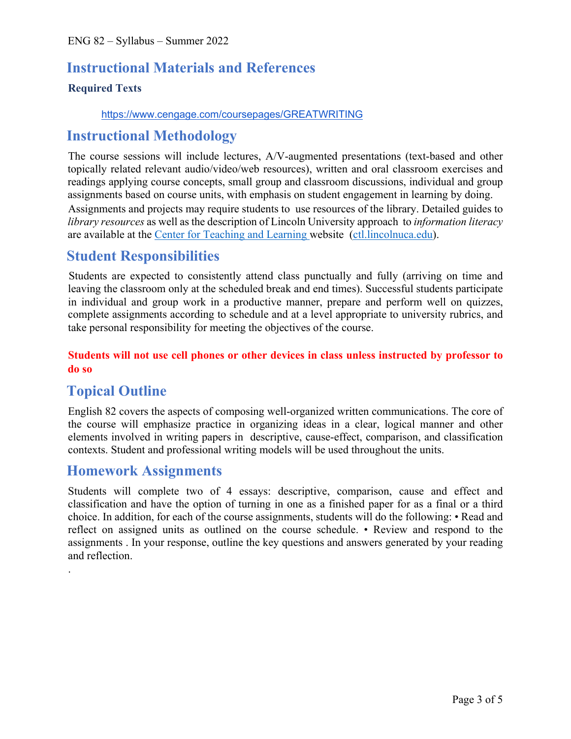## Instructional Materials and References

**Required Texts**

https://www.cengage.com/coursepages/GREATWRITING

## Instructional Methodology

The course sessions will include lectures, A/V-augmented presentations (text-based and other topically related relevant audio/video/web resources), written and oral classroom exercises and readings applying course concepts, small group and classroom discussions, individual and group assignments based on course units, with emphasis on student engagement in learning by doing.

Assignments and projects may require students to use resources of the library. Detailed guides to *library resources* as well as the description of Lincoln University approach to *information literacy* are available at the [Center for Teaching and Learning](ctl.lincolnuca.edu) website (ctl.lincolnuca.edu).

## Student Responsibilities

Students are expected to consistently attend class punctually and fully (arriving on time and leaving the classroom only at the scheduled break and end times). Successful students participate in individual and group work in a productive manner, prepare and perform well on quizzes, complete assignments according to schedule and at a level appropriate to university rubrics, and take personal responsibility for meeting the objectives of the course.

**Students will not use cell phones or other devices in class unless instructed by professor to do so**

## Topical Outline

English 82 covers the aspects of composing well-organized written communications. The core of the course will emphasize practice in organizing ideas in a clear, logical manner and other elements involved in writing papers in descriptive, cause-effect, comparison, and classification contexts. Student and professional writing models will be used throughout the units.

## Homework Assignments

Students will complete two of 4 essays: descriptive, comparison, cause and effect and classification and have the option of turning in one as a finished paper for as a final or a third choice. In addition, for each of the course assignments, students will do the following: • Read and reflect on assigned units as outlined on the course schedule. • Review and respond to the assignments . In your response, outline the key questions and answers generated by your reading and reflection.

.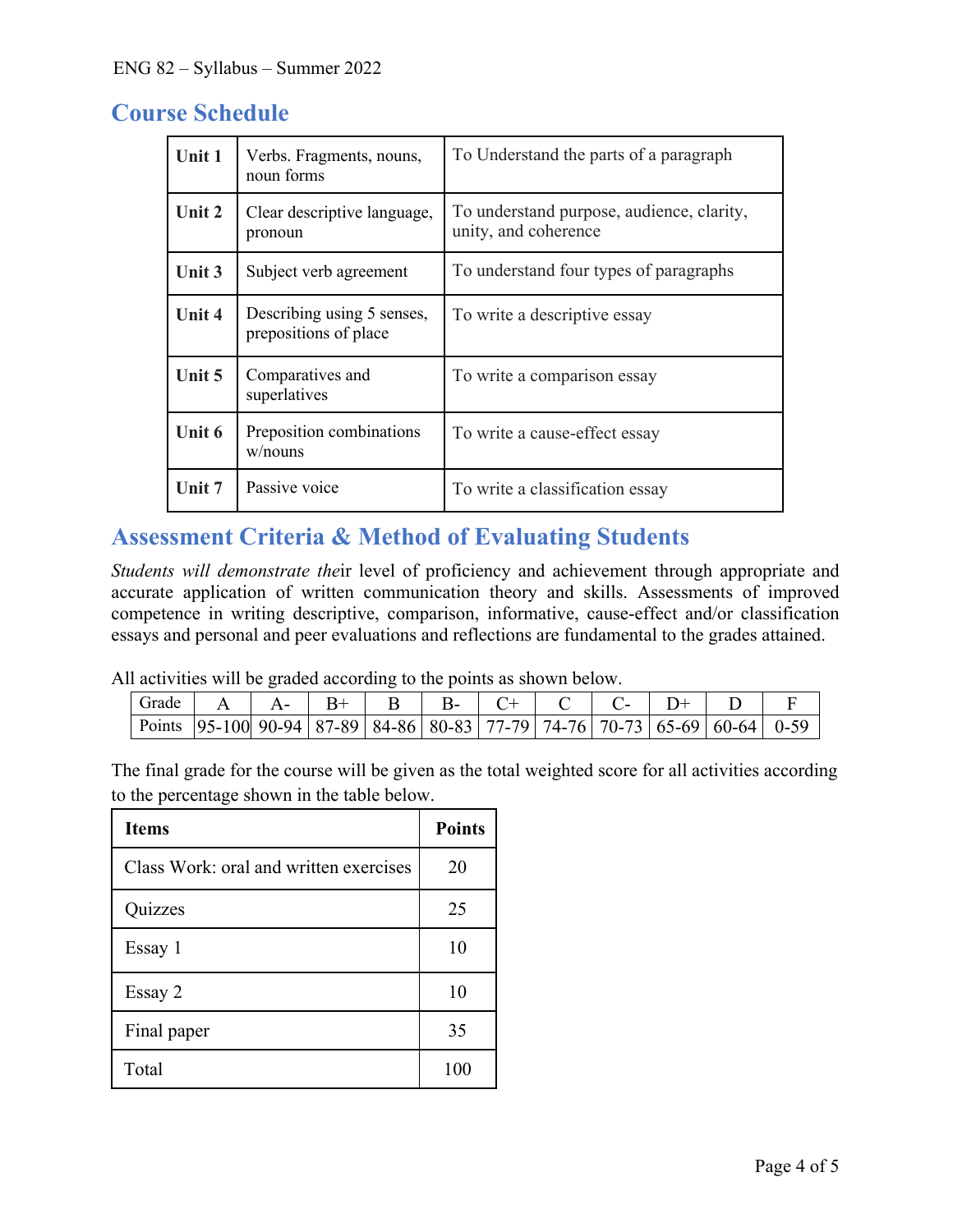## Course Schedule

| | | |
|---|---|---|
| **Unit 1** | Verbs. Fragments, nouns, noun forms | To Understand the parts of a paragraph |
| **Unit 2** | Clear descriptive language, pronoun | To understand purpose, audience, clarity, unity, and coherence |
| **Unit 3** | Subject verb agreement | To understand four types of paragraphs |
| **Unit 4** | Describing using 5 senses, prepositions of place | To write a descriptive essay |
| **Unit 5** | Comparatives and superlatives | To write a comparison essay |
| **Unit 6** | Preposition combinations w/nouns | To write a cause-effect essay |
| **Unit 7** | Passive voice | To write a classification essay |

## Assessment Criteria & Method of Evaluating Students

*Students will demonstrate the*ir level of proficiency and achievement through appropriate and accurate application of written communication theory and skills. Assessments of improved competence in writing descriptive, comparison, informative, cause-effect and/or classification essays and personal and peer evaluations and reflections are fundamental to the grades attained.

All activities will be graded according to the points as shown below.

| Grade | A | A- | B+ | B | B- | C+ | C | C- | D+ | D | F |
|---|---|---|---|---|---|---|---|---|---|---|---|
| Points | 95-100 | 90-94 | 87-89 | 84-86 | 80-83 | 77-79 | 74-76 | 70-73 | 65-69 | 60-64 | 0-59 |

The final grade for the course will be given as the total weighted score for all activities according to the percentage shown in the table below.

| **Items** | **Points** |
|---|---|
| Class Work: oral and written exercises | 20 |
| Quizzes | 25 |
| Essay 1 | 10 |
| Essay 2 | 10 |
| Final paper | 35 |
| Total | 100 |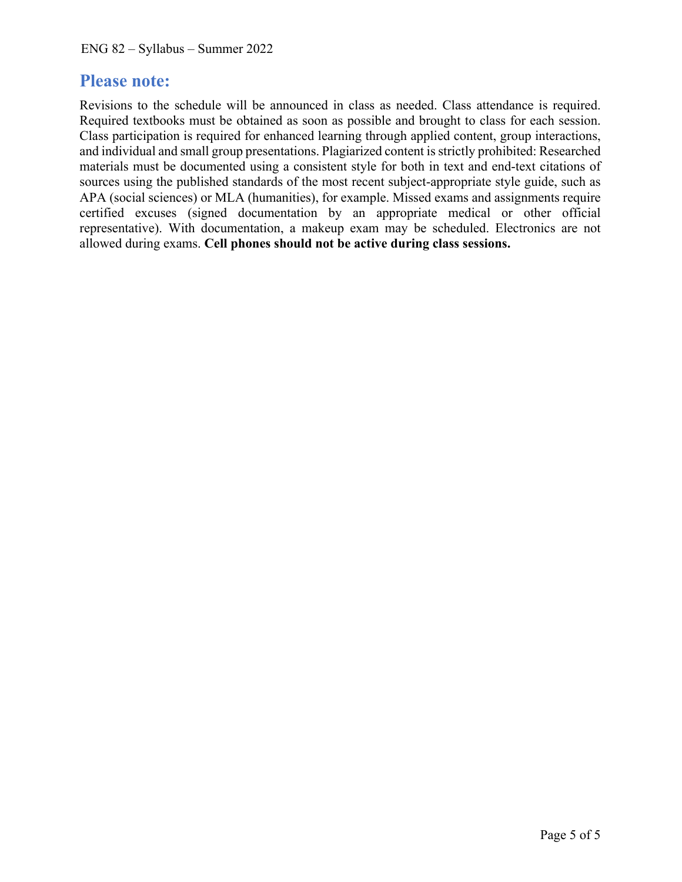## Please note:

Revisions to the schedule will be announced in class as needed. Class attendance is required. Required textbooks must be obtained as soon as possible and brought to class for each session. Class participation is required for enhanced learning through applied content, group interactions, and individual and small group presentations. Plagiarized content is strictly prohibited: Researched materials must be documented using a consistent style for both in text and end-text citations of sources using the published standards of the most recent subject-appropriate style guide, such as APA (social sciences) or MLA (humanities), for example. Missed exams and assignments require certified excuses (signed documentation by an appropriate medical or other official representative). With documentation, a makeup exam may be scheduled. Electronics are not allowed during exams. **Cell phones should not be active during class sessions.**